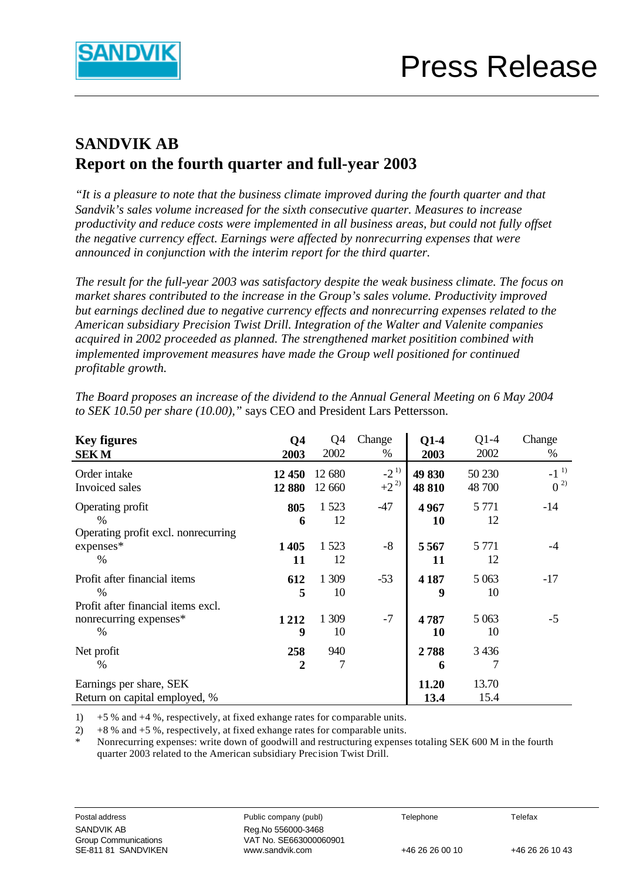# SANDVIK AB

## Report on the fourth quarter and full-year 2003

*"It is a pleasure to note that the business climate improved during the fourth quarter and that Sandvik's sales volume increased for the sixth consecutive quarter. Measures to increase productivity and reduce costs were implemented in all business areas, but could not fully offset the negative currency effect. Earnings were affected by nonrecurring expenses that were announced in conjunction with the interim report for the third quarter.*

*The result for the full-year 2003 was satisfactory despite the weak business climate. The focus on market shares contributed to the increase in the Group's sales volume. Productivity improved but earnings declined due to negative currency effects and nonrecurring expenses related to the American subsidiary Precision Twist Drill. Integration of the Walter and Valenite companies acquired in 2002 proceeded as planned. The strengthened market positition combined with implemented improvement measures have made the Group well positioned for continued profitable growth.*

*The Board proposes an increase of the dividend to the Annual General Meeting on 6 May 2004 to SEK 10.50 per share (10.00),"* says CEO and President Lars Pettersson.

| **Key figures** **SEK M** | **Q4 2003** | Q4 2002 | Change % | **Q1-4 2003** | Q1-4 2002 | Change % |
|---|---|---|---|---|---|---|
| Order intake | **12 450** | 12 680 | -2 1) | **49 830** | 50 230 | -1 1) |
| Invoiced sales | **12 880** | 12 660 | +2 2) | **48 810** | 48 700 | 0 2) |
| Operating profit | **805** | 1 523 | -47 | **4 967** | 5 771 | -14 |
| % | **6** | 12 | | **10** | 12 | |
| Operating profit excl. nonrecurring expenses* | **1 405** | 1 523 | -8 | **5 567** | 5 771 | -4 |
| % | **11** | 12 | | **11** | 12 | |
| Profit after financial items | **612** | 1 309 | -53 | **4 187** | 5 063 | -17 |
| % | **5** | 10 | | **9** | 10 | |
| Profit after financial items excl. nonrecurring expenses* | **1 212** | 1 309 | -7 | **4 787** | 5 063 | -5 |
| % | **9** | 10 | | **10** | 10 | |
| Net profit | **258** | 940 | | **2 788** | 3 436 | |
| % | **2** | 7 | | **6** | 7 | |
| Earnings per share, SEK | | | | **11.20** | 13.70 | |
| Return on capital employed, % | | | | **13.4** | 15.4 | |

1) +5 % and +4 %, respectively, at fixed exhange rates for comparable units.

2) +8 % and +5 %, respectively, at fixed exhange rates for comparable units.

\* Nonrecurring expenses: write down of goodwill and restructuring expenses totaling SEK 600 M in the fourth quarter 2003 related to the American subsidiary Precision Twist Drill.

Postal address
SANDVIK AB
Group Communications
SE-811 81 SANDVIKEN

Public company (publ)
Reg.No 556000-3468
VAT No. SE663000060901
www.sandvik.com

Telephone
+46 26 26 00 10

Telefax
+46 26 26 10 43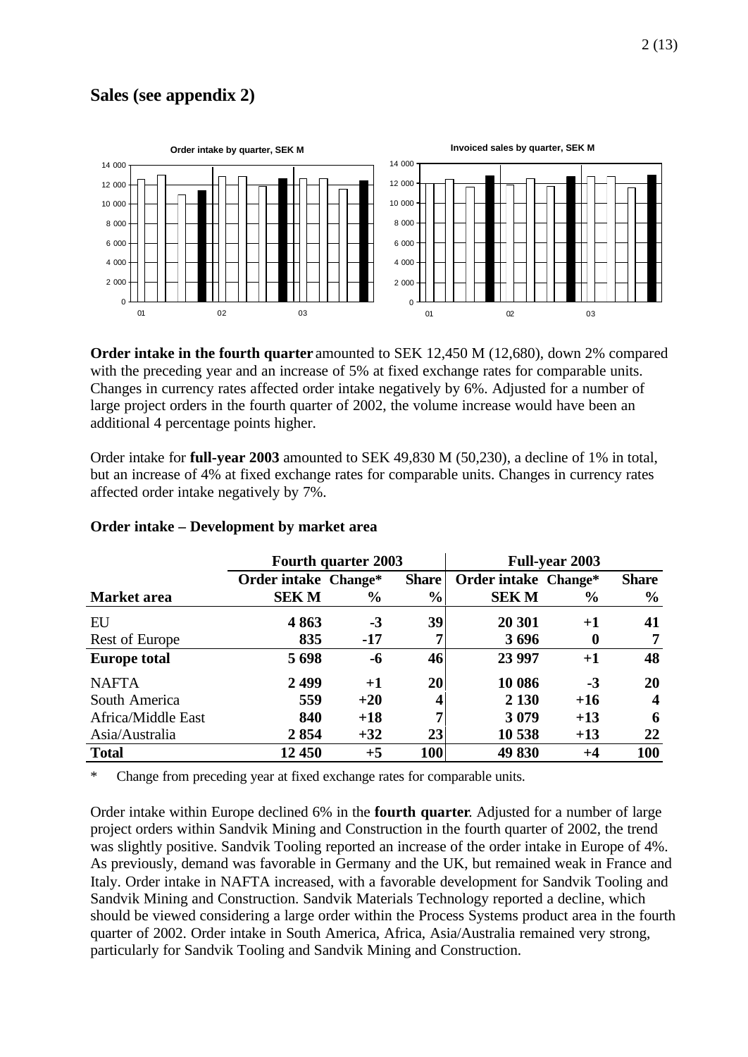## Sales (see appendix 2)

**Order intake in the fourth quarter** amounted to SEK 12,450 M (12,680), down 2% compared with the preceding year and an increase of 5% at fixed exchange rates for comparable units. Changes in currency rates affected order intake negatively by 6%. Adjusted for a number of large project orders in the fourth quarter of 2002, the volume increase would have been an additional 4 percentage points higher.

Order intake for **full-year 2003** amounted to SEK 49,830 M (50,230), a decline of 1% in total, but an increase of 4% at fixed exchange rates for comparable units. Changes in currency rates affected order intake negatively by 7%.

### Order intake – Development by market area

| | Fourth quarter 2003 | | | Full-year 2003 | | |
|---|---|---|---|---|---|---|
| | Order intake | Change* | Share | Order intake | Change* | Share |
| **Market area** | **SEK M** | **%** | **%** | **SEK M** | **%** | **%** |
| EU | **4 863** | **-3** | **39** | **20 301** | **+1** | **41** |
| Rest of Europe | **835** | **-17** | **7** | **3 696** | **0** | **7** |
| **Europe total** | **5 698** | **-6** | **46** | **23 997** | **+1** | **48** |
| NAFTA | **2 499** | **+1** | **20** | **10 086** | **-3** | **20** |
| South America | **559** | **+20** | **4** | **2 130** | **+16** | **4** |
| Africa/Middle East | **840** | **+18** | **7** | **3 079** | **+13** | **6** |
| Asia/Australia | **2 854** | **+32** | **23** | **10 538** | **+13** | **22** |
| **Total** | **12 450** | **+5** | **100** | **49 830** | **+4** | **100** |

\* Change from preceding year at fixed exchange rates for comparable units.

Order intake within Europe declined 6% in the **fourth quarter**. Adjusted for a number of large project orders within Sandvik Mining and Construction in the fourth quarter of 2002, the trend was slightly positive. Sandvik Tooling reported an increase of the order intake in Europe of 4%. As previously, demand was favorable in Germany and the UK, but remained weak in France and Italy. Order intake in NAFTA increased, with a favorable development for Sandvik Tooling and Sandvik Mining and Construction. Sandvik Materials Technology reported a decline, which should be viewed considering a large order within the Process Systems product area in the fourth quarter of 2002. Order intake in South America, Africa, Asia/Australia remained very strong, particularly for Sandvik Tooling and Sandvik Mining and Construction.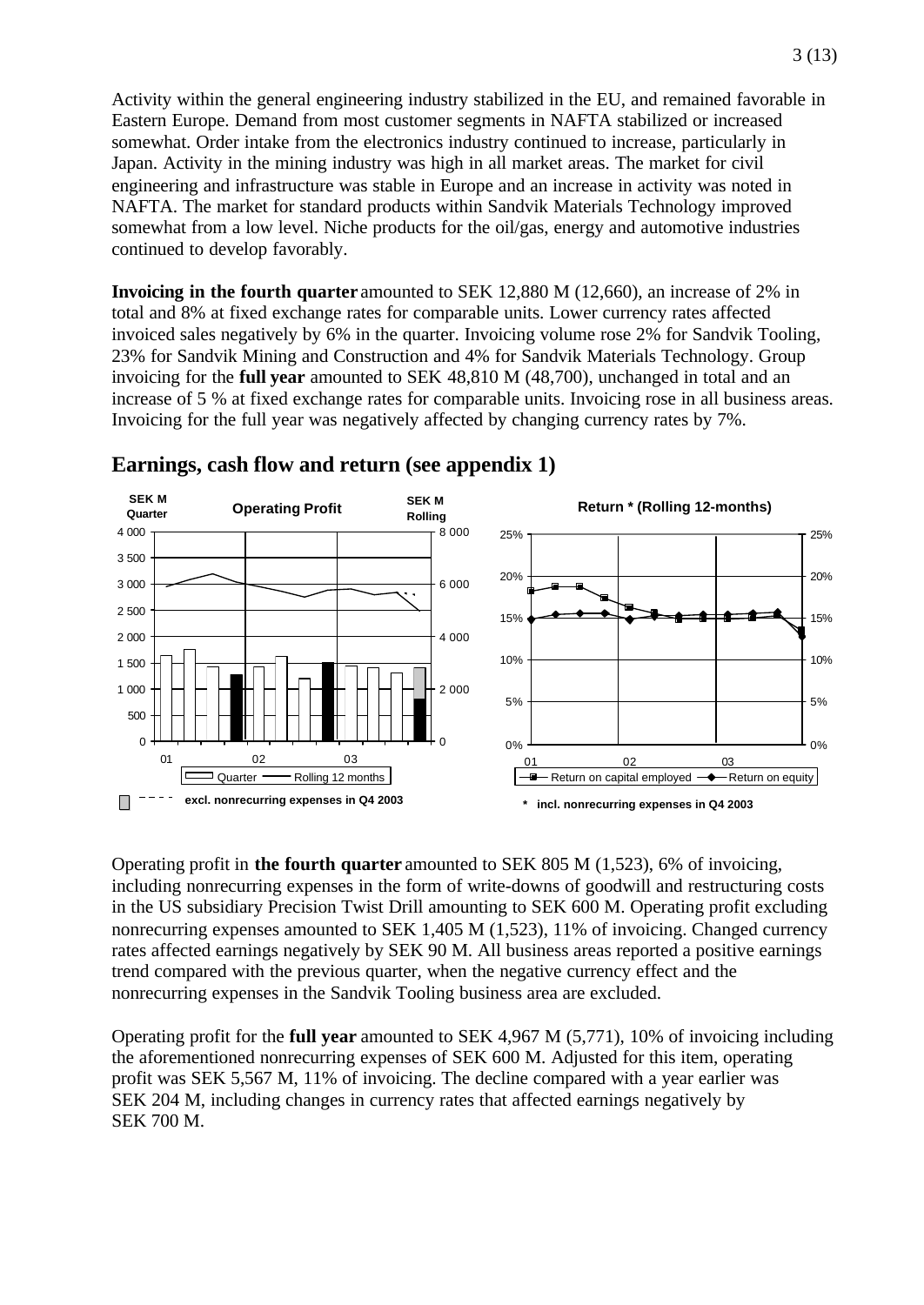Activity within the general engineering industry stabilized in the EU, and remained favorable in Eastern Europe. Demand from most customer segments in NAFTA stabilized or increased somewhat. Order intake from the electronics industry continued to increase, particularly in Japan. Activity in the mining industry was high in all market areas. The market for civil engineering and infrastructure was stable in Europe and an increase in activity was noted in NAFTA. The market for standard products within Sandvik Materials Technology improved somewhat from a low level. Niche products for the oil/gas, energy and automotive industries continued to develop favorably.

**Invoicing in the fourth quarter** amounted to SEK 12,880 M (12,660), an increase of 2% in total and 8% at fixed exchange rates for comparable units. Lower currency rates affected invoiced sales negatively by 6% in the quarter. Invoicing volume rose 2% for Sandvik Tooling, 23% for Sandvik Mining and Construction and 4% for Sandvik Materials Technology. Group invoicing for the **full year** amounted to SEK 48,810 M (48,700), unchanged in total and an increase of 5 % at fixed exchange rates for comparable units. Invoicing rose in all business areas. Invoicing for the full year was negatively affected by changing currency rates by 7%.

## Earnings, cash flow and return (see appendix 1)

Operating profit in **the fourth quarter** amounted to SEK 805 M (1,523), 6% of invoicing, including nonrecurring expenses in the form of write-downs of goodwill and restructuring costs in the US subsidiary Precision Twist Drill amounting to SEK 600 M. Operating profit excluding nonrecurring expenses amounted to SEK 1,405 M (1,523), 11% of invoicing. Changed currency rates affected earnings negatively by SEK 90 M. All business areas reported a positive earnings trend compared with the previous quarter, when the negative currency effect and the nonrecurring expenses in the Sandvik Tooling business area are excluded.

Operating profit for the **full year** amounted to SEK 4,967 M (5,771), 10% of invoicing including the aforementioned nonrecurring expenses of SEK 600 M. Adjusted for this item, operating profit was SEK 5,567 M, 11% of invoicing. The decline compared with a year earlier was SEK 204 M, including changes in currency rates that affected earnings negatively by SEK 700 M.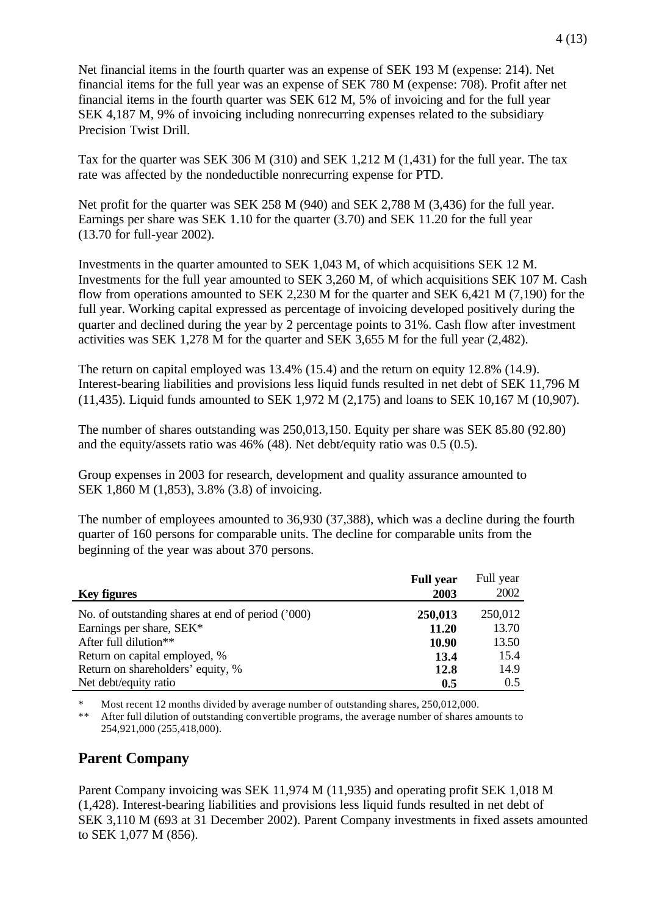Net financial items in the fourth quarter was an expense of SEK 193 M (expense: 214). Net financial items for the full year was an expense of SEK 780 M (expense: 708). Profit after net financial items in the fourth quarter was SEK 612 M, 5% of invoicing and for the full year SEK 4,187 M, 9% of invoicing including nonrecurring expenses related to the subsidiary Precision Twist Drill.

Tax for the quarter was SEK 306 M (310) and SEK 1,212 M (1,431) for the full year. The tax rate was affected by the nondeductible nonrecurring expense for PTD.

Net profit for the quarter was SEK 258 M (940) and SEK 2,788 M (3,436) for the full year. Earnings per share was SEK 1.10 for the quarter (3.70) and SEK 11.20 for the full year (13.70 for full-year 2002).

Investments in the quarter amounted to SEK 1,043 M, of which acquisitions SEK 12 M. Investments for the full year amounted to SEK 3,260 M, of which acquisitions SEK 107 M. Cash flow from operations amounted to SEK 2,230 M for the quarter and SEK 6,421 M (7,190) for the full year. Working capital expressed as percentage of invoicing developed positively during the quarter and declined during the year by 2 percentage points to 31%. Cash flow after investment activities was SEK 1,278 M for the quarter and SEK 3,655 M for the full year (2,482).

The return on capital employed was 13.4% (15.4) and the return on equity 12.8% (14.9). Interest-bearing liabilities and provisions less liquid funds resulted in net debt of SEK 11,796 M (11,435). Liquid funds amounted to SEK 1,972 M (2,175) and loans to SEK 10,167 M (10,907).

The number of shares outstanding was 250,013,150. Equity per share was SEK 85.80 (92.80) and the equity/assets ratio was 46% (48). Net debt/equity ratio was 0.5 (0.5).

Group expenses in 2003 for research, development and quality assurance amounted to SEK 1,860 M (1,853), 3.8% (3.8) of invoicing.

The number of employees amounted to 36,930 (37,388), which was a decline during the fourth quarter of 160 persons for comparable units. The decline for comparable units from the beginning of the year was about 370 persons.

| **Key figures** | **Full year 2003** | Full year 2002 |
|---|---|---|
| No. of outstanding shares at end of period ('000) | **250,013** | 250,012 |
| Earnings per share, SEK* | **11.20** | 13.70 |
| After full dilution** | **10.90** | 13.50 |
| Return on capital employed, % | **13.4** | 15.4 |
| Return on shareholders' equity, % | **12.8** | 14.9 |
| Net debt/equity ratio | **0.5** | 0.5 |

\* Most recent 12 months divided by average number of outstanding shares, 250,012,000.

\*\* After full dilution of outstanding convertible programs, the average number of shares amounts to 254,921,000 (255,418,000).

## Parent Company

Parent Company invoicing was SEK 11,974 M (11,935) and operating profit SEK 1,018 M (1,428). Interest-bearing liabilities and provisions less liquid funds resulted in net debt of SEK 3,110 M (693 at 31 December 2002). Parent Company investments in fixed assets amounted to SEK 1,077 M (856).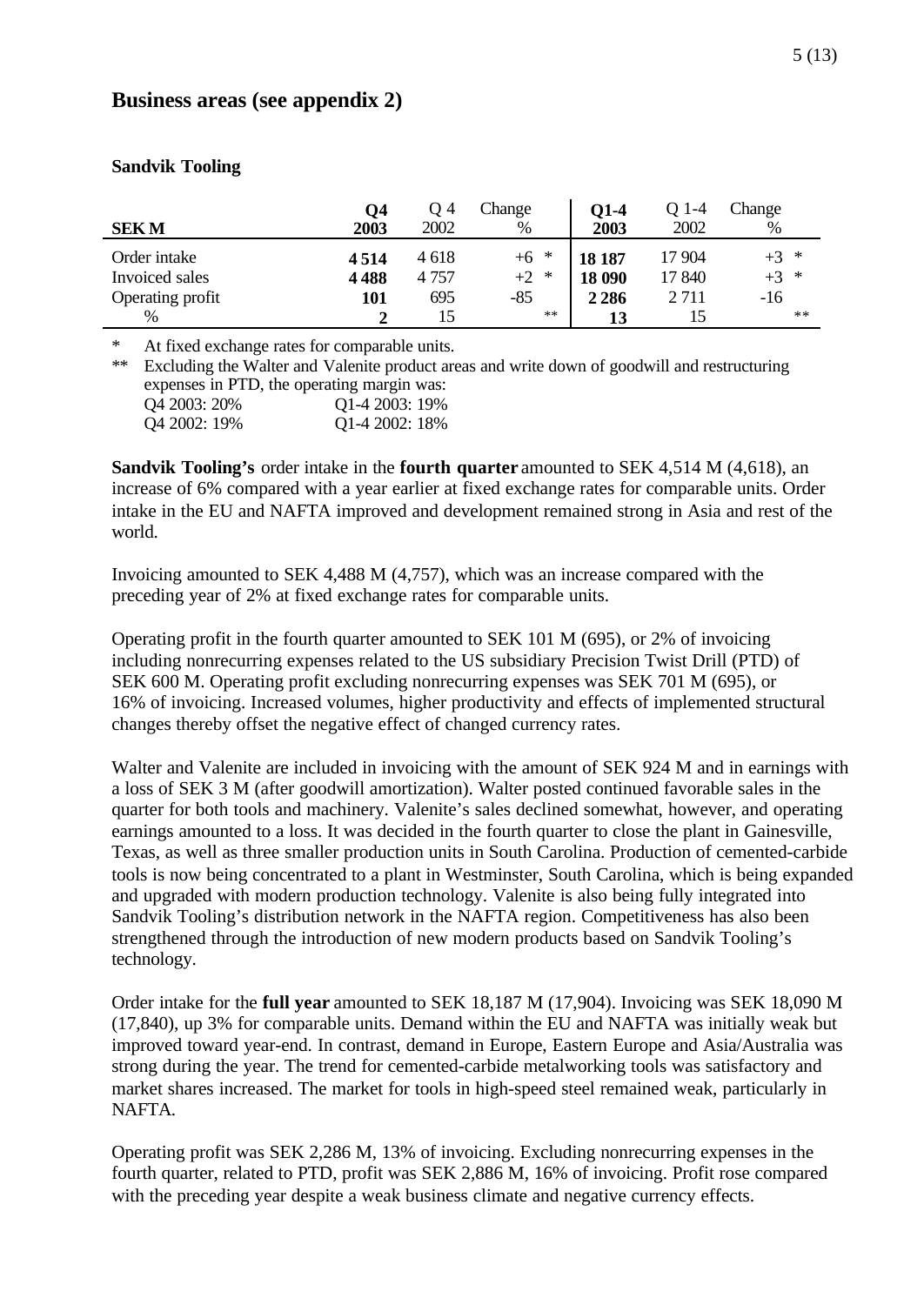## Business areas (see appendix 2)

### Sandvik Tooling

| SEK M | Q4 2003 | Q 4 2002 | Change % | Q1-4 2003 | Q 1-4 2002 | Change % |
|---|---|---|---|---|---|---|
| Order intake | **4 514** | 4 618 | +6 * | **18 187** | 17 904 | +3 * |
| Invoiced sales | **4 488** | 4 757 | +2 * | **18 090** | 17 840 | +3 * |
| Operating profit | **101** | 695 | -85 | **2 286** | 2 711 | -16 |
| % | **2** | 15 | ** | **13** | 15 | ** |

\* At fixed exchange rates for comparable units.

\*\* Excluding the Walter and Valenite product areas and write down of goodwill and restructuring expenses in PTD, the operating margin was:

Q4 2003: 20% Q1-4 2003: 19%
Q4 2002: 19% Q1-4 2002: 18%

**Sandvik Tooling's** order intake in the **fourth quarter** amounted to SEK 4,514 M (4,618), an increase of 6% compared with a year earlier at fixed exchange rates for comparable units. Order intake in the EU and NAFTA improved and development remained strong in Asia and rest of the world.

Invoicing amounted to SEK 4,488 M (4,757), which was an increase compared with the preceding year of 2% at fixed exchange rates for comparable units.

Operating profit in the fourth quarter amounted to SEK 101 M (695), or 2% of invoicing including nonrecurring expenses related to the US subsidiary Precision Twist Drill (PTD) of SEK 600 M. Operating profit excluding nonrecurring expenses was SEK 701 M (695), or 16% of invoicing. Increased volumes, higher productivity and effects of implemented structural changes thereby offset the negative effect of changed currency rates.

Walter and Valenite are included in invoicing with the amount of SEK 924 M and in earnings with a loss of SEK 3 M (after goodwill amortization). Walter posted continued favorable sales in the quarter for both tools and machinery. Valenite's sales declined somewhat, however, and operating earnings amounted to a loss. It was decided in the fourth quarter to close the plant in Gainesville, Texas, as well as three smaller production units in South Carolina. Production of cemented-carbide tools is now being concentrated to a plant in Westminster, South Carolina, which is being expanded and upgraded with modern production technology. Valenite is also being fully integrated into Sandvik Tooling's distribution network in the NAFTA region. Competitiveness has also been strengthened through the introduction of new modern products based on Sandvik Tooling's technology.

Order intake for the **full year** amounted to SEK 18,187 M (17,904). Invoicing was SEK 18,090 M (17,840), up 3% for comparable units. Demand within the EU and NAFTA was initially weak but improved toward year-end. In contrast, demand in Europe, Eastern Europe and Asia/Australia was strong during the year. The trend for cemented-carbide metalworking tools was satisfactory and market shares increased. The market for tools in high-speed steel remained weak, particularly in NAFTA.

Operating profit was SEK 2,286 M, 13% of invoicing. Excluding nonrecurring expenses in the fourth quarter, related to PTD, profit was SEK 2,886 M, 16% of invoicing. Profit rose compared with the preceding year despite a weak business climate and negative currency effects.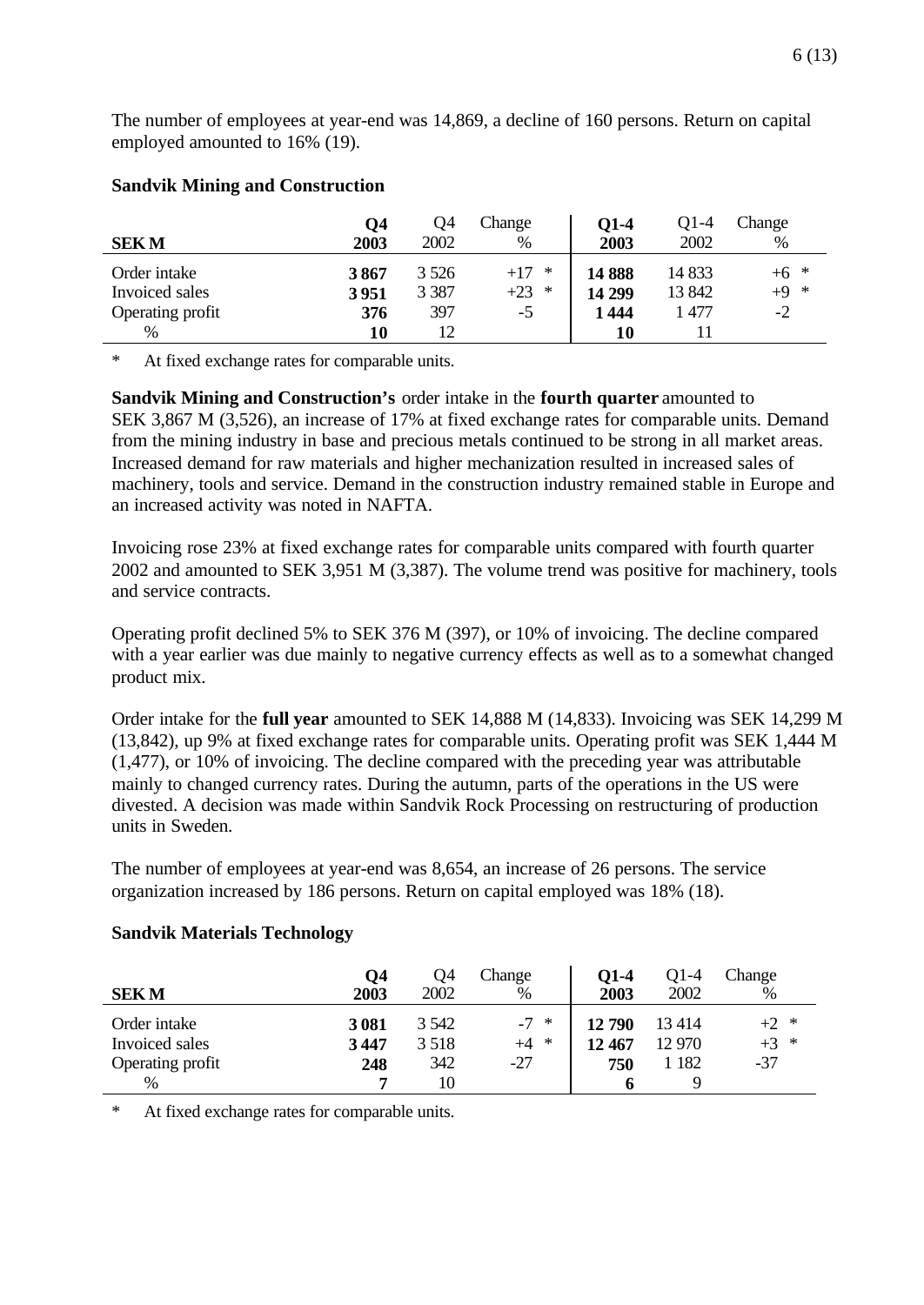The number of employees at year-end was 14,869, a decline of 160 persons. Return on capital employed amounted to 16% (19).

### Sandvik Mining and Construction

| SEK M | **Q4 2003** | Q4 2002 | Change % | **Q1-4 2003** | Q1-4 2002 | Change % |
|---|---|---|---|---|---|---|
| Order intake | **3 867** | 3 526 | +17 * | **14 888** | 14 833 | +6 * |
| Invoiced sales | **3 951** | 3 387 | +23 * | **14 299** | 13 842 | +9 * |
| Operating profit | **376** | 397 | -5 | **1 444** | 1 477 | -2 |
| % | **10** | 12 | | **10** | 11 | |

\* At fixed exchange rates for comparable units.

**Sandvik Mining and Construction's** order intake in the **fourth quarter** amounted to SEK 3,867 M (3,526), an increase of 17% at fixed exchange rates for comparable units. Demand from the mining industry in base and precious metals continued to be strong in all market areas. Increased demand for raw materials and higher mechanization resulted in increased sales of machinery, tools and service. Demand in the construction industry remained stable in Europe and an increased activity was noted in NAFTA.

Invoicing rose 23% at fixed exchange rates for comparable units compared with fourth quarter 2002 and amounted to SEK 3,951 M (3,387). The volume trend was positive for machinery, tools and service contracts.

Operating profit declined 5% to SEK 376 M (397), or 10% of invoicing. The decline compared with a year earlier was due mainly to negative currency effects as well as to a somewhat changed product mix.

Order intake for the **full year** amounted to SEK 14,888 M (14,833). Invoicing was SEK 14,299 M (13,842), up 9% at fixed exchange rates for comparable units. Operating profit was SEK 1,444 M (1,477), or 10% of invoicing. The decline compared with the preceding year was attributable mainly to changed currency rates. During the autumn, parts of the operations in the US were divested. A decision was made within Sandvik Rock Processing on restructuring of production units in Sweden.

The number of employees at year-end was 8,654, an increase of 26 persons. The service organization increased by 186 persons. Return on capital employed was 18% (18).

### Sandvik Materials Technology

| SEK M | **Q4 2003** | Q4 2002 | Change % | **Q1-4 2003** | Q1-4 2002 | Change % |
|---|---|---|---|---|---|---|
| Order intake | **3 081** | 3 542 | -7 * | **12 790** | 13 414 | +2 * |
| Invoiced sales | **3 447** | 3 518 | +4 * | **12 467** | 12 970 | +3 * |
| Operating profit | **248** | 342 | -27 | **750** | 1 182 | -37 |
| % | **7** | 10 | | **6** | 9 | |

\* At fixed exchange rates for comparable units.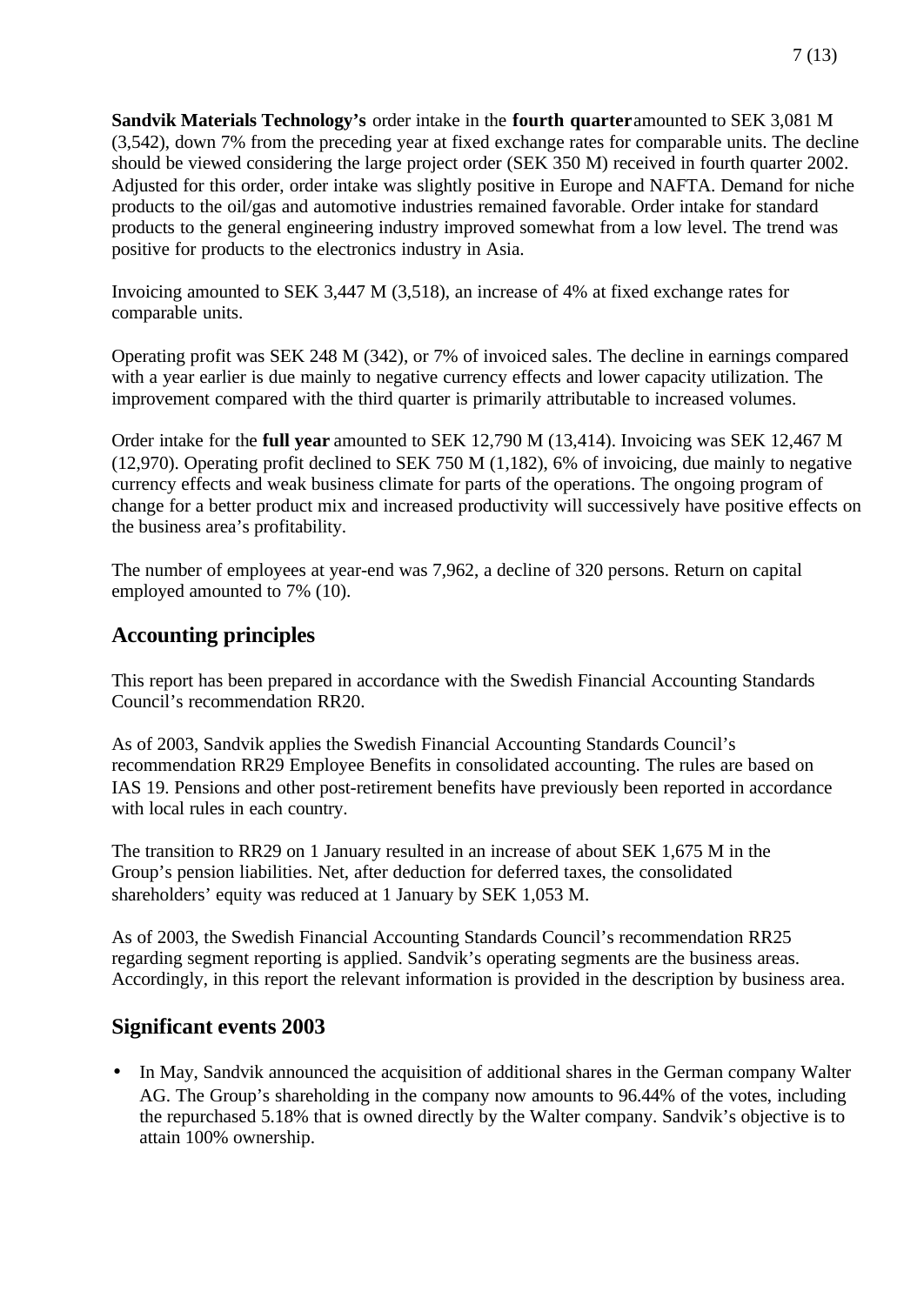**Sandvik Materials Technology's** order intake in the **fourth quarter** amounted to SEK 3,081 M (3,542), down 7% from the preceding year at fixed exchange rates for comparable units. The decline should be viewed considering the large project order (SEK 350 M) received in fourth quarter 2002. Adjusted for this order, order intake was slightly positive in Europe and NAFTA. Demand for niche products to the oil/gas and automotive industries remained favorable. Order intake for standard products to the general engineering industry improved somewhat from a low level. The trend was positive for products to the electronics industry in Asia.

Invoicing amounted to SEK 3,447 M (3,518), an increase of 4% at fixed exchange rates for comparable units.

Operating profit was SEK 248 M (342), or 7% of invoiced sales. The decline in earnings compared with a year earlier is due mainly to negative currency effects and lower capacity utilization. The improvement compared with the third quarter is primarily attributable to increased volumes.

Order intake for the **full year** amounted to SEK 12,790 M (13,414). Invoicing was SEK 12,467 M (12,970). Operating profit declined to SEK 750 M (1,182), 6% of invoicing, due mainly to negative currency effects and weak business climate for parts of the operations. The ongoing program of change for a better product mix and increased productivity will successively have positive effects on the business area's profitability.

The number of employees at year-end was 7,962, a decline of 320 persons. Return on capital employed amounted to 7% (10).

## Accounting principles

This report has been prepared in accordance with the Swedish Financial Accounting Standards Council's recommendation RR20.

As of 2003, Sandvik applies the Swedish Financial Accounting Standards Council's recommendation RR29 Employee Benefits in consolidated accounting. The rules are based on IAS 19. Pensions and other post-retirement benefits have previously been reported in accordance with local rules in each country.

The transition to RR29 on 1 January resulted in an increase of about SEK 1,675 M in the Group's pension liabilities. Net, after deduction for deferred taxes, the consolidated shareholders' equity was reduced at 1 January by SEK 1,053 M.

As of 2003, the Swedish Financial Accounting Standards Council's recommendation RR25 regarding segment reporting is applied. Sandvik's operating segments are the business areas. Accordingly, in this report the relevant information is provided in the description by business area.

## Significant events 2003

- In May, Sandvik announced the acquisition of additional shares in the German company Walter AG. The Group's shareholding in the company now amounts to 96.44% of the votes, including the repurchased 5.18% that is owned directly by the Walter company. Sandvik's objective is to attain 100% ownership.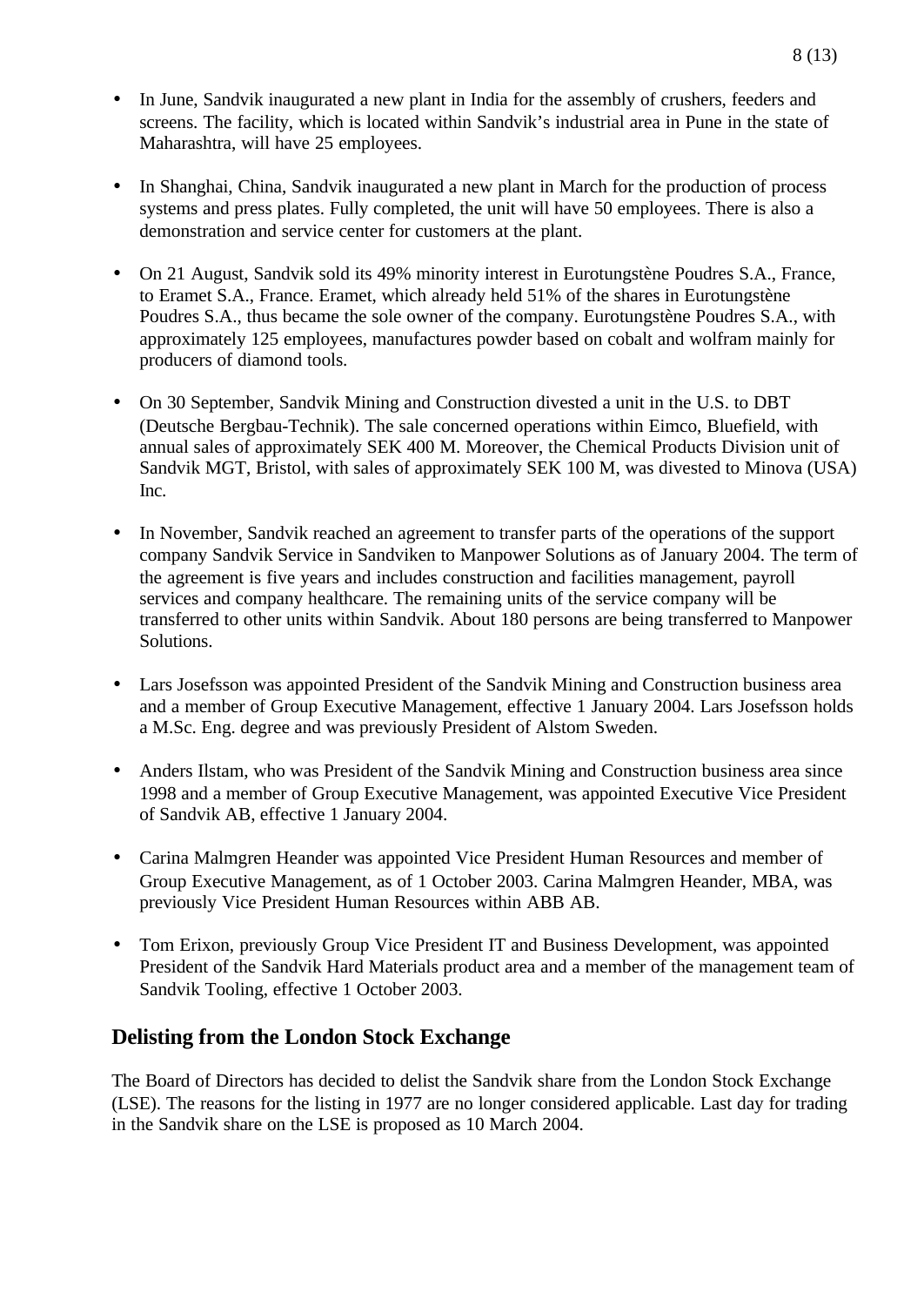- In June, Sandvik inaugurated a new plant in India for the assembly of crushers, feeders and screens. The facility, which is located within Sandvik's industrial area in Pune in the state of Maharashtra, will have 25 employees.

- In Shanghai, China, Sandvik inaugurated a new plant in March for the production of process systems and press plates. Fully completed, the unit will have 50 employees. There is also a demonstration and service center for customers at the plant.

- On 21 August, Sandvik sold its 49% minority interest in Eurotungstène Poudres S.A., France, to Eramet S.A., France. Eramet, which already held 51% of the shares in Eurotungstène Poudres S.A., thus became the sole owner of the company. Eurotungstène Poudres S.A., with approximately 125 employees, manufactures powder based on cobalt and wolfram mainly for producers of diamond tools.

- On 30 September, Sandvik Mining and Construction divested a unit in the U.S. to DBT (Deutsche Bergbau-Technik). The sale concerned operations within Eimco, Bluefield, with annual sales of approximately SEK 400 M. Moreover, the Chemical Products Division unit of Sandvik MGT, Bristol, with sales of approximately SEK 100 M, was divested to Minova (USA) Inc.

- In November, Sandvik reached an agreement to transfer parts of the operations of the support company Sandvik Service in Sandviken to Manpower Solutions as of January 2004. The term of the agreement is five years and includes construction and facilities management, payroll services and company healthcare. The remaining units of the service company will be transferred to other units within Sandvik. About 180 persons are being transferred to Manpower Solutions.

- Lars Josefsson was appointed President of the Sandvik Mining and Construction business area and a member of Group Executive Management, effective 1 January 2004. Lars Josefsson holds a M.Sc. Eng. degree and was previously President of Alstom Sweden.

- Anders Ilstam, who was President of the Sandvik Mining and Construction business area since 1998 and a member of Group Executive Management, was appointed Executive Vice President of Sandvik AB, effective 1 January 2004.

- Carina Malmgren Heander was appointed Vice President Human Resources and member of Group Executive Management, as of 1 October 2003. Carina Malmgren Heander, MBA, was previously Vice President Human Resources within ABB AB.

- Tom Erixon, previously Group Vice President IT and Business Development, was appointed President of the Sandvik Hard Materials product area and a member of the management team of Sandvik Tooling, effective 1 October 2003.

## Delisting from the London Stock Exchange

The Board of Directors has decided to delist the Sandvik share from the London Stock Exchange (LSE). The reasons for the listing in 1977 are no longer considered applicable. Last day for trading in the Sandvik share on the LSE is proposed as 10 March 2004.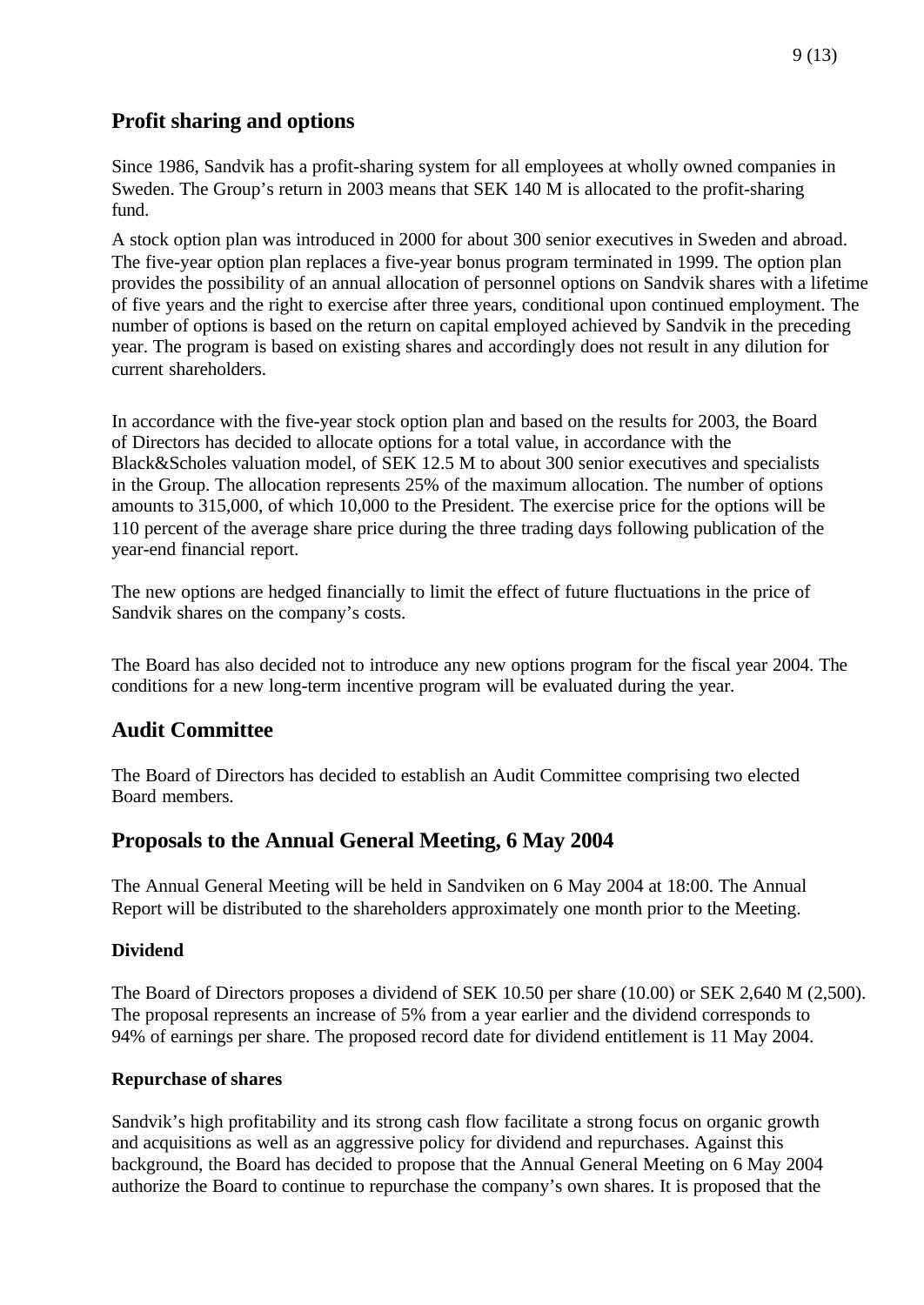## Profit sharing and options

Since 1986, Sandvik has a profit-sharing system for all employees at wholly owned companies in Sweden. The Group's return in 2003 means that SEK 140 M is allocated to the profit-sharing fund.

A stock option plan was introduced in 2000 for about 300 senior executives in Sweden and abroad. The five-year option plan replaces a five-year bonus program terminated in 1999. The option plan provides the possibility of an annual allocation of personnel options on Sandvik shares with a lifetime of five years and the right to exercise after three years, conditional upon continued employment. The number of options is based on the return on capital employed achieved by Sandvik in the preceding year. The program is based on existing shares and accordingly does not result in any dilution for current shareholders.

In accordance with the five-year stock option plan and based on the results for 2003, the Board of Directors has decided to allocate options for a total value, in accordance with the Black&Scholes valuation model, of SEK 12.5 M to about 300 senior executives and specialists in the Group. The allocation represents 25% of the maximum allocation. The number of options amounts to 315,000, of which 10,000 to the President. The exercise price for the options will be 110 percent of the average share price during the three trading days following publication of the year-end financial report.

The new options are hedged financially to limit the effect of future fluctuations in the price of Sandvik shares on the company's costs.

The Board has also decided not to introduce any new options program for the fiscal year 2004. The conditions for a new long-term incentive program will be evaluated during the year.

## Audit Committee

The Board of Directors has decided to establish an Audit Committee comprising two elected Board members.

## Proposals to the Annual General Meeting, 6 May 2004

The Annual General Meeting will be held in Sandviken on 6 May 2004 at 18:00. The Annual Report will be distributed to the shareholders approximately one month prior to the Meeting.

### Dividend

The Board of Directors proposes a dividend of SEK 10.50 per share (10.00) or SEK 2,640 M (2,500). The proposal represents an increase of 5% from a year earlier and the dividend corresponds to 94% of earnings per share. The proposed record date for dividend entitlement is 11 May 2004.

### Repurchase of shares

Sandvik's high profitability and its strong cash flow facilitate a strong focus on organic growth and acquisitions as well as an aggressive policy for dividend and repurchases. Against this background, the Board has decided to propose that the Annual General Meeting on 6 May 2004 authorize the Board to continue to repurchase the company's own shares. It is proposed that the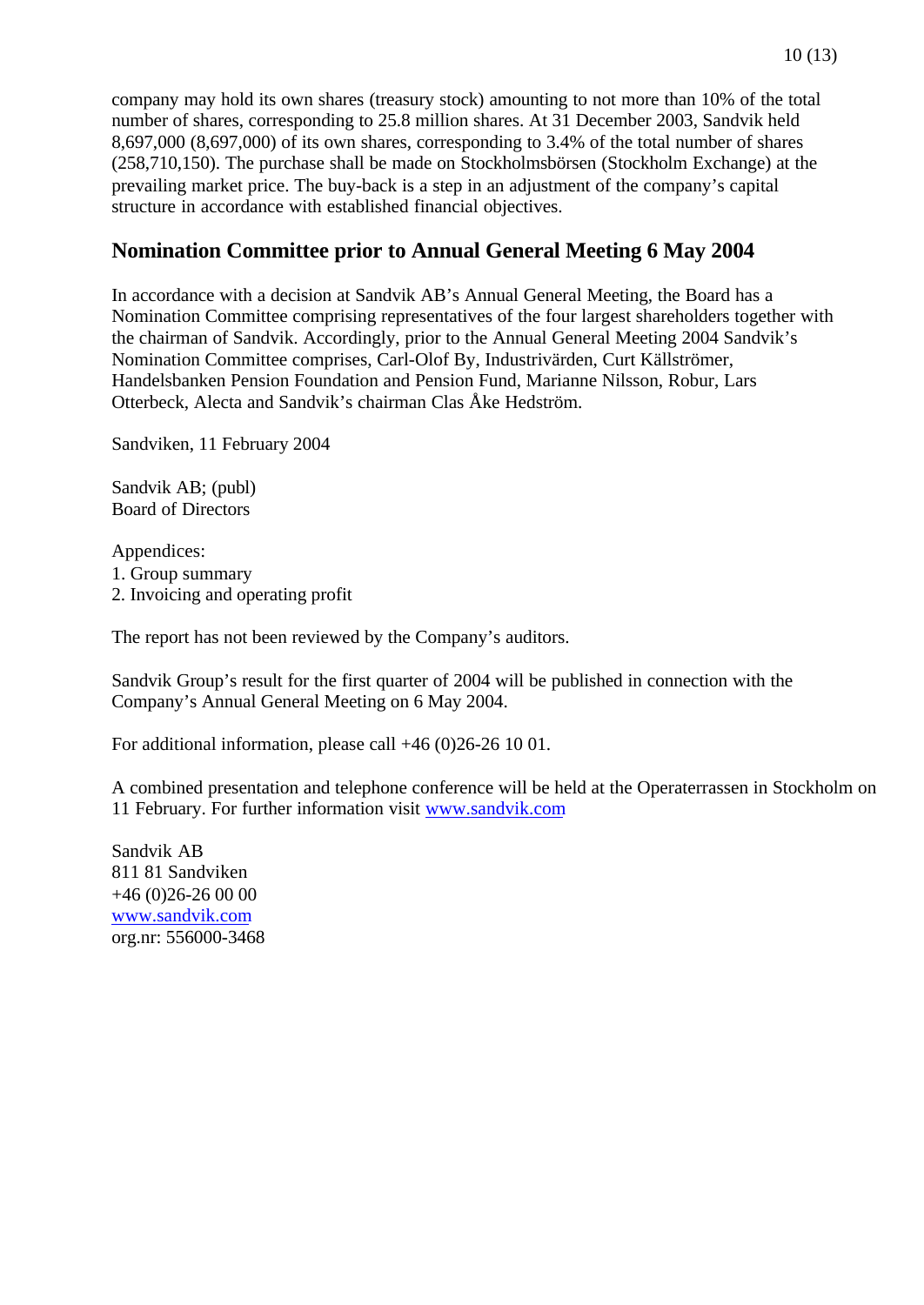company may hold its own shares (treasury stock) amounting to not more than 10% of the total number of shares, corresponding to 25.8 million shares. At 31 December 2003, Sandvik held 8,697,000 (8,697,000) of its own shares, corresponding to 3.4% of the total number of shares (258,710,150). The purchase shall be made on Stockholmsbörsen (Stockholm Exchange) at the prevailing market price. The buy-back is a step in an adjustment of the company's capital structure in accordance with established financial objectives.

## Nomination Committee prior to Annual General Meeting 6 May 2004

In accordance with a decision at Sandvik AB's Annual General Meeting, the Board has a Nomination Committee comprising representatives of the four largest shareholders together with the chairman of Sandvik. Accordingly, prior to the Annual General Meeting 2004 Sandvik's Nomination Committee comprises, Carl-Olof By, Industrivärden, Curt Källströmer, Handelsbanken Pension Foundation and Pension Fund, Marianne Nilsson, Robur, Lars Otterbeck, Alecta and Sandvik's chairman Clas Åke Hedström.

Sandviken, 11 February 2004

Sandvik AB; (publ)
Board of Directors

Appendices:
1. Group summary
2. Invoicing and operating profit

The report has not been reviewed by the Company's auditors.

Sandvik Group's result for the first quarter of 2004 will be published in connection with the Company's Annual General Meeting on 6 May 2004.

For additional information, please call +46 (0)26-26 10 01.

A combined presentation and telephone conference will be held at the Operaterrassen in Stockholm on 11 February. For further information visit www.sandvik.com

Sandvik AB
811 81 Sandviken
+46 (0)26-26 00 00
www.sandvik.com
org.nr: 556000-3468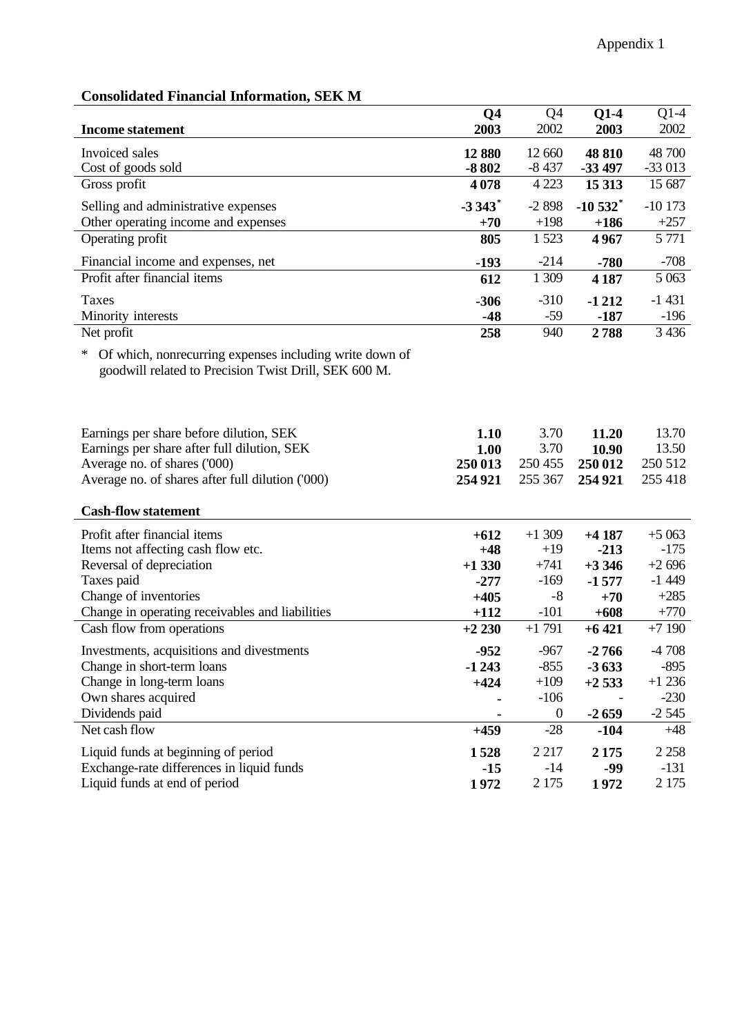Appendix 1

**Consolidated Financial Information, SEK M**

| **Income statement** | **Q4 2003** | Q4 2002 | **Q1-4 2003** | Q1-4 2002 |
|---|---|---|---|---|
| Invoiced sales | **12 880** | 12 660 | **48 810** | 48 700 |
| Cost of goods sold | **-8 802** | -8 437 | **-33 497** | -33 013 |
| Gross profit | **4 078** | 4 223 | **15 313** | 15 687 |
| Selling and administrative expenses | **-3 343*** | -2 898 | **-10 532*** | -10 173 |
| Other operating income and expenses | **+70** | +198 | **+186** | +257 |
| Operating profit | **805** | 1 523 | **4 967** | 5 771 |
| Financial income and expenses, net | **-193** | -214 | **-780** | -708 |
| Profit after financial items | **612** | 1 309 | **4 187** | 5 063 |
| Taxes | **-306** | -310 | **-1 212** | -1 431 |
| Minority interests | **-48** | -59 | **-187** | -196 |
| Net profit | **258** | 940 | **2 788** | 3 436 |

\* Of which, nonrecurring expenses including write down of goodwill related to Precision Twist Drill, SEK 600 M.

| | **Q4 2003** | Q4 2002 | **Q1-4 2003** | Q1-4 2002 |
|---|---|---|---|---|
| Earnings per share before dilution, SEK | **1.10** | 3.70 | **11.20** | 13.70 |
| Earnings per share after full dilution, SEK | **1.00** | 3.70 | **10.90** | 13.50 |
| Average no. of shares ('000) | **250 013** | 250 455 | **250 012** | 250 512 |
| Average no. of shares after full dilution ('000) | **254 921** | 255 367 | **254 921** | 255 418 |

| **Cash-flow statement** | **Q4 2003** | Q4 2002 | **Q1-4 2003** | Q1-4 2002 |
|---|---|---|---|---|
| Profit after financial items | **+612** | +1 309 | **+4 187** | +5 063 |
| Items not affecting cash flow etc. | **+48** | +19 | **-213** | -175 |
| Reversal of depreciation | **+1 330** | +741 | **+3 346** | +2 696 |
| Taxes paid | **-277** | -169 | **-1 577** | -1 449 |
| Change of inventories | **+405** | -8 | **+70** | +285 |
| Change in operating receivables and liabilities | **+112** | -101 | **+608** | +770 |
| Cash flow from operations | **+2 230** | +1 791 | **+6 421** | +7 190 |
| Investments, acquisitions and divestments | **-952** | -967 | **-2 766** | -4 708 |
| Change in short-term loans | **-1 243** | -855 | **-3 633** | -895 |
| Change in long-term loans | **+424** | +109 | **+2 533** | +1 236 |
| Own shares acquired | **-** | -106 | - | -230 |
| Dividends paid | **-** | 0 | **-2 659** | -2 545 |
| Net cash flow | **+459** | -28 | **-104** | +48 |
| Liquid funds at beginning of period | **1 528** | 2 217 | **2 175** | 2 258 |
| Exchange-rate differences in liquid funds | **-15** | -14 | **-99** | -131 |
| Liquid funds at end of period | **1 972** | 2 175 | **1 972** | 2 175 |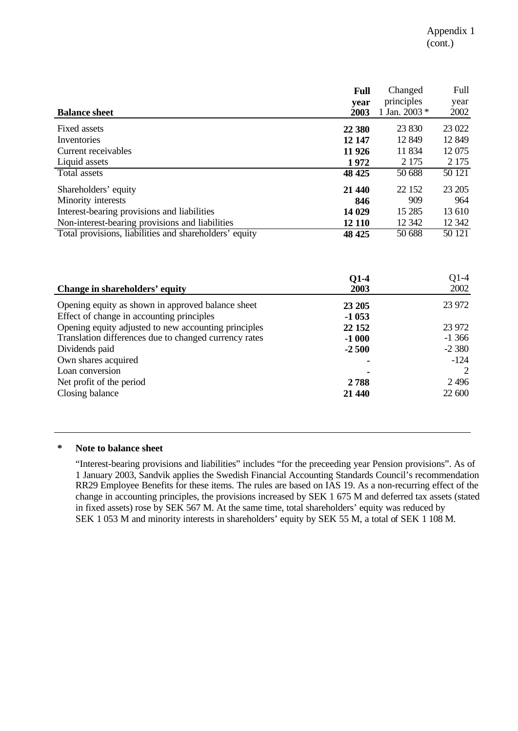Appendix 1
(cont.)

| Balance sheet | Full year 2003 | Changed principles 1 Jan. 2003 * | Full year 2002 |
|---|---|---|---|
| Fixed assets | **22 380** | 23 830 | 23 022 |
| Inventories | **12 147** | 12 849 | 12 849 |
| Current receivables | **11 926** | 11 834 | 12 075 |
| Liquid assets | **1 972** | 2 175 | 2 175 |
| Total assets | **48 425** | 50 688 | 50 121 |
| Shareholders' equity | **21 440** | 22 152 | 23 205 |
| Minority interests | **846** | 909 | 964 |
| Interest-bearing provisions and liabilities | **14 029** | 15 285 | 13 610 |
| Non-interest-bearing provisions and liabilities | **12 110** | 12 342 | 12 342 |
| Total provisions, liabilities and shareholders' equity | **48 425** | 50 688 | 50 121 |

| Change in shareholders' equity | Q1-4 2003 | Q1-4 2002 |
|---|---|---|
| Opening equity as shown in approved balance sheet | **23 205** | 23 972 |
| Effect of change in accounting principles | **-1 053** | |
| Opening equity adjusted to new accounting principles | **22 152** | 23 972 |
| Translation differences due to changed currency rates | **-1 000** | -1 366 |
| Dividends paid | **-2 500** | -2 380 |
| Own shares acquired | **-** | -124 |
| Loan conversion | **-** | 2 |
| Net profit of the period | **2 788** | 2 496 |
| Closing balance | **21 440** | 22 600 |

---

**\* Note to balance sheet**

"Interest-bearing provisions and liabilities" includes "for the preceeding year Pension provisions". As of 1 January 2003, Sandvik applies the Swedish Financial Accounting Standards Council's recommendation RR29 Employee Benefits for these items. The rules are based on IAS 19. As a non-recurring effect of the change in accounting principles, the provisions increased by SEK 1 675 M and deferred tax assets (stated in fixed assets) rose by SEK 567 M. At the same time, total shareholders' equity was reduced by SEK 1 053 M and minority interests in shareholders' equity by SEK 55 M, a total of SEK 1 108 M.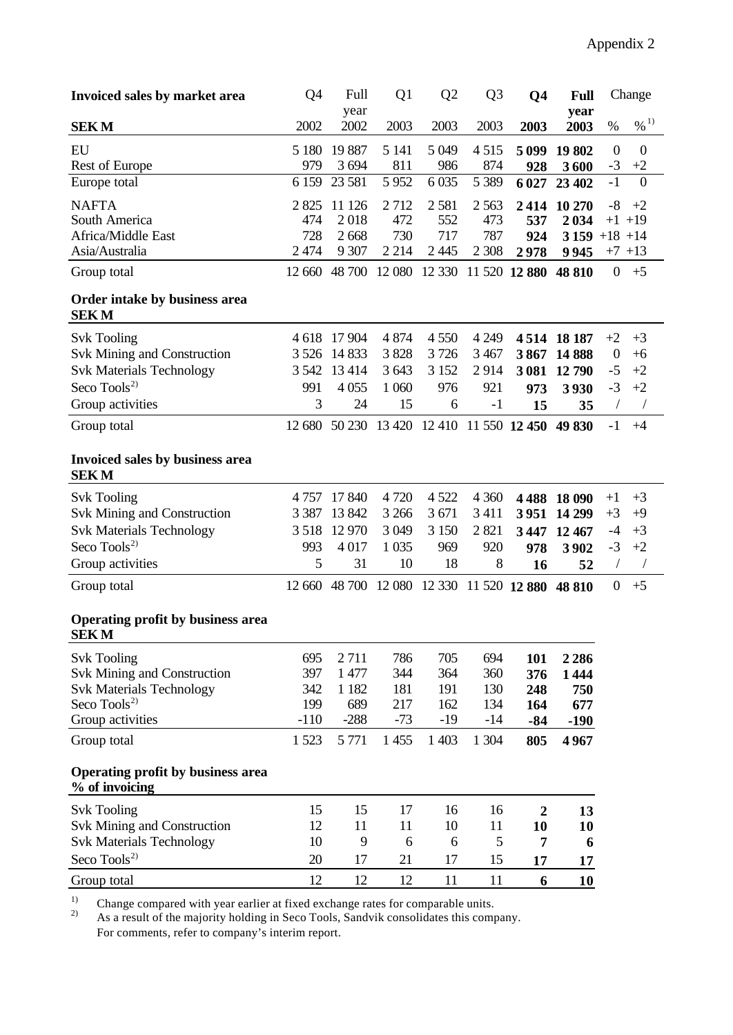Appendix 2

| Invoiced sales by market area SEK M | Q4 2002 | Full year 2002 | Q1 2003 | Q2 2003 | Q3 2003 | **Q4 2003** | **Full year 2003** | Change % | Change %[1] |
|---|---|---|---|---|---|---|---|---|---|
| EU | 5 180 | 19 887 | 5 141 | 5 049 | 4 515 | **5 099** | **19 802** | 0 | 0 |
| Rest of Europe | 979 | 3 694 | 811 | 986 | 874 | **928** | **3 600** | -3 | +2 |
| Europe total | 6 159 | 23 581 | 5 952 | 6 035 | 5 389 | **6 027** | **23 402** | -1 | 0 |
| NAFTA | 2 825 | 11 126 | 2 712 | 2 581 | 2 563 | **2 414** | **10 270** | -8 | +2 |
| South America | 474 | 2 018 | 472 | 552 | 473 | **537** | **2 034** | +1 | +19 |
| Africa/Middle East | 728 | 2 668 | 730 | 717 | 787 | **924** | **3 159** | +18 | +14 |
| Asia/Australia | 2 474 | 9 307 | 2 214 | 2 445 | 2 308 | **2 978** | **9 945** | +7 | +13 |
| Group total | 12 660 | 48 700 | 12 080 | 12 330 | 11 520 | **12 880** | **48 810** | 0 | +5 |

| Order intake by business area SEK M | Q4 2002 | Full year 2002 | Q1 2003 | Q2 2003 | Q3 2003 | **Q4 2003** | **Full year 2003** | Change % | Change %[1] |
|---|---|---|---|---|---|---|---|---|---|
| Svk Tooling | 4 618 | 17 904 | 4 874 | 4 550 | 4 249 | **4 514** | **18 187** | +2 | +3 |
| Svk Mining and Construction | 3 526 | 14 833 | 3 828 | 3 726 | 3 467 | **3 867** | **14 888** | 0 | +6 |
| Svk Materials Technology | 3 542 | 13 414 | 3 643 | 3 152 | 2 914 | **3 081** | **12 790** | -5 | +2 |
| Seco Tools[2] | 991 | 4 055 | 1 060 | 976 | 921 | **973** | **3 930** | -3 | +2 |
| Group activities | 3 | 24 | 15 | 6 | -1 | **15** | **35** | / | / |
| Group total | 12 680 | 50 230 | 13 420 | 12 410 | 11 550 | **12 450** | **49 830** | -1 | +4 |

| Invoiced sales by business area SEK M | Q4 2002 | Full year 2002 | Q1 2003 | Q2 2003 | Q3 2003 | **Q4 2003** | **Full year 2003** | Change % | Change %[1] |
|---|---|---|---|---|---|---|---|---|---|
| Svk Tooling | 4 757 | 17 840 | 4 720 | 4 522 | 4 360 | **4 488** | **18 090** | +1 | +3 |
| Svk Mining and Construction | 3 387 | 13 842 | 3 266 | 3 671 | 3 411 | **3 951** | **14 299** | +3 | +9 |
| Svk Materials Technology | 3 518 | 12 970 | 3 049 | 3 150 | 2 821 | **3 447** | **12 467** | -4 | +3 |
| Seco Tools[2] | 993 | 4 017 | 1 035 | 969 | 920 | **978** | **3 902** | -3 | +2 |
| Group activities | 5 | 31 | 10 | 18 | 8 | **16** | **52** | / | / |
| Group total | 12 660 | 48 700 | 12 080 | 12 330 | 11 520 | **12 880** | **48 810** | 0 | +5 |

| Operating profit by business area SEK M | Q4 2002 | Full year 2002 | Q1 2003 | Q2 2003 | Q3 2003 | **Q4 2003** | **Full year 2003** |
|---|---|---|---|---|---|---|---|
| Svk Tooling | 695 | 2 711 | 786 | 705 | 694 | **101** | **2 286** |
| Svk Mining and Construction | 397 | 1 477 | 344 | 364 | 360 | **376** | **1 444** |
| Svk Materials Technology | 342 | 1 182 | 181 | 191 | 130 | **248** | **750** |
| Seco Tools[2] | 199 | 689 | 217 | 162 | 134 | **164** | **677** |
| Group activities | -110 | -288 | -73 | -19 | -14 | **-84** | **-190** |
| Group total | 1 523 | 5 771 | 1 455 | 1 403 | 1 304 | **805** | **4 967** |

| Operating profit by business area % of invoicing | Q4 2002 | Full year 2002 | Q1 2003 | Q2 2003 | Q3 2003 | **Q4 2003** | **Full year 2003** |
|---|---|---|---|---|---|---|---|
| Svk Tooling | 15 | 15 | 17 | 16 | 16 | **2** | **13** |
| Svk Mining and Construction | 12 | 11 | 11 | 10 | 11 | **10** | **10** |
| Svk Materials Technology | 10 | 9 | 6 | 6 | 5 | **7** | **6** |
| Seco Tools[2] | 20 | 17 | 21 | 17 | 15 | **17** | **17** |
| Group total | 12 | 12 | 12 | 11 | 11 | **6** | **10** |

[1] Change compared with year earlier at fixed exchange rates for comparable units.

[2] As a result of the majority holding in Seco Tools, Sandvik consolidates this company. For comments, refer to company's interim report.